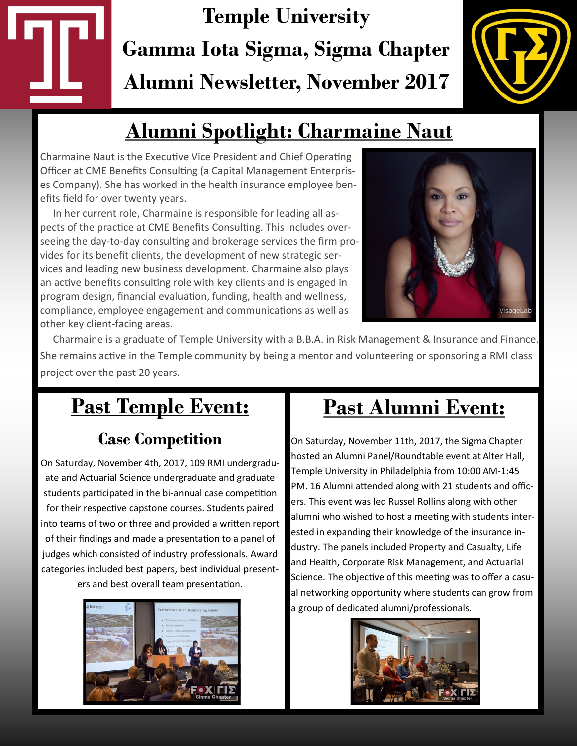# Temple University

# Gamma Iota Sigma, Sigma Chapter

# Alumni Newsletter, November 2017

## Alumni Spotlight: Charmaine Naut

Charmaine Naut is the Executive Vice President and Chief Operating Officer at CME Benefits Consulting (a Capital Management Enterprises Company). She has worked in the health insurance employee benefits field for over twenty years.

In her current role, Charmaine is responsible for leading all aspects of the practice at CME Benefits Consulting. This includes overseeing the day-to-day consulting and brokerage services the firm provides for its benefit clients, the development of new strategic services and leading new business development. Charmaine also plays an active benefits consulting role with key clients and is engaged in program design, financial evaluation, funding, health and wellness, compliance, employee engagement and communications as well as other key client-facing areas.

Charmaine is a graduate of Temple University with a B.B.A. in Risk Management & Insurance and Finance. She remains active in the Temple community by being a mentor and volunteering or sponsoring a RMI class project over the past 20 years.

## Past Temple Event:

### Case Competition

On Saturday, November 4th, 2017, 109 RMI undergraduate and Actuarial Science undergraduate and graduate students participated in the bi-annual case competition for their respective capstone courses. Students paired into teams of two or three and provided a written report of their findings and made a presentation to a panel of judges which consisted of industry professionals. Award categories included best papers, best individual presenters and best overall team presentation.

## Past Alumni Event:

On Saturday, November 11th, 2017, the Sigma Chapter hosted an Alumni Panel/Roundtable event at Alter Hall, Temple University in Philadelphia from 10:00 AM-1:45 PM. 16 Alumni attended along with 21 students and officers. This event was led Russel Rollins along with other alumni who wished to host a meeting with students interested in expanding their knowledge of the insurance industry. The panels included Property and Casualty, Life and Health, Corporate Risk Management, and Actuarial Science. The objective of this meeting was to offer a casual networking opportunity where students can grow from a group of dedicated alumni/professionals.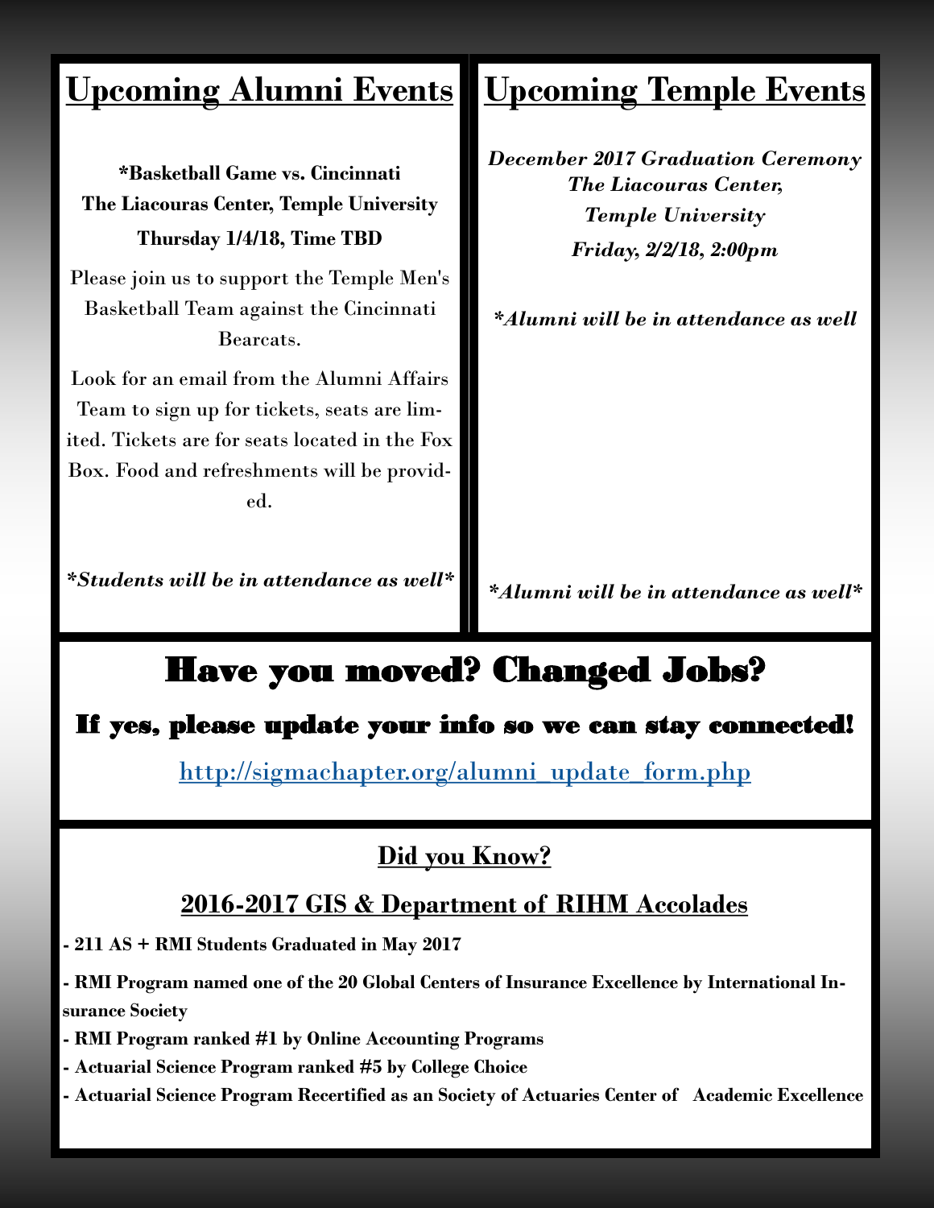## Upcoming Alumni Events

**\*Basketball Game vs. Cincinnati**
**The Liacouras Center, Temple University**
**Thursday 1/4/18, Time TBD**

Please join us to support the Temple Men's Basketball Team against the Cincinnati Bearcats.

Look for an email from the Alumni Affairs Team to sign up for tickets, seats are limited. Tickets are for seats located in the Fox Box. Food and refreshments will be provided.

***Students will be in attendance as well***

## Upcoming Temple Events

***December 2017 Graduation Ceremony***
***The Liacouras Center,***
***Temple University***
***Friday, 2/2/18, 2:00pm***

***Alumni will be in attendance as well**

***Alumni will be in attendance as well***

# Have you moved? Changed Jobs?

## If yes, please update your info so we can stay connected!

http://sigmachapter.org/alumni_update_form.php

## Did you Know?

## 2016-2017 GIS & Department of RIHM Accolades

**- 211 AS + RMI Students Graduated in May 2017**

**- RMI Program named one of the 20 Global Centers of Insurance Excellence by International Insurance Society**

**- RMI Program ranked #1 by Online Accounting Programs**

**- Actuarial Science Program ranked #5 by College Choice**

**- Actuarial Science Program Recertified as an Society of Actuaries Center of Academic Excellence**